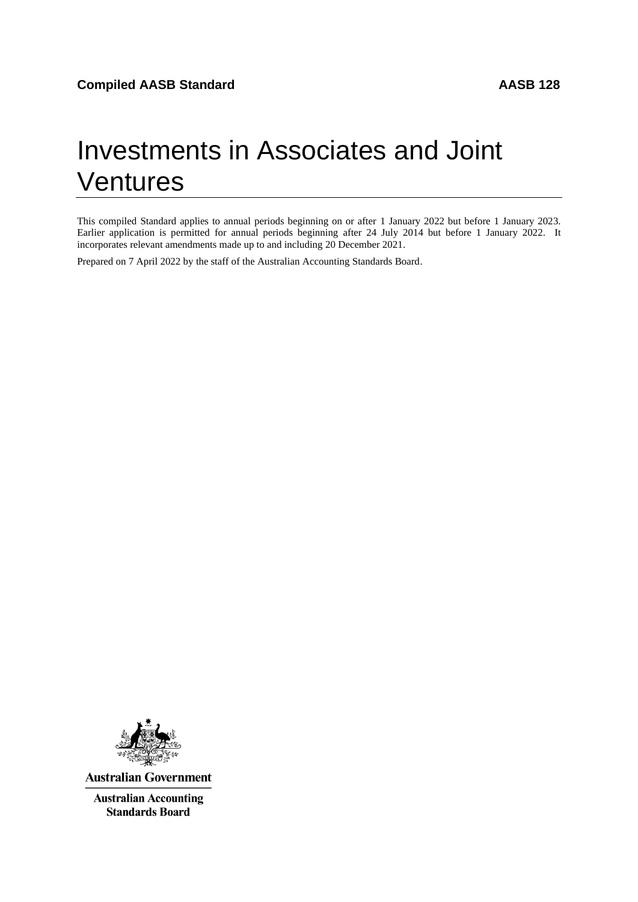**Compiled AASB Standard** **AASB 128**

# Investments in Associates and Joint Ventures

This compiled Standard applies to annual periods beginning on or after 1 January 2022 but before 1 January 2023. Earlier application is permitted for annual periods beginning after 24 July 2014 but before 1 January 2022. It incorporates relevant amendments made up to and including 20 December 2021.

Prepared on 7 April 2022 by the staff of the Australian Accounting Standards Board.

**Australian Government**

**Australian Accounting Standards Board**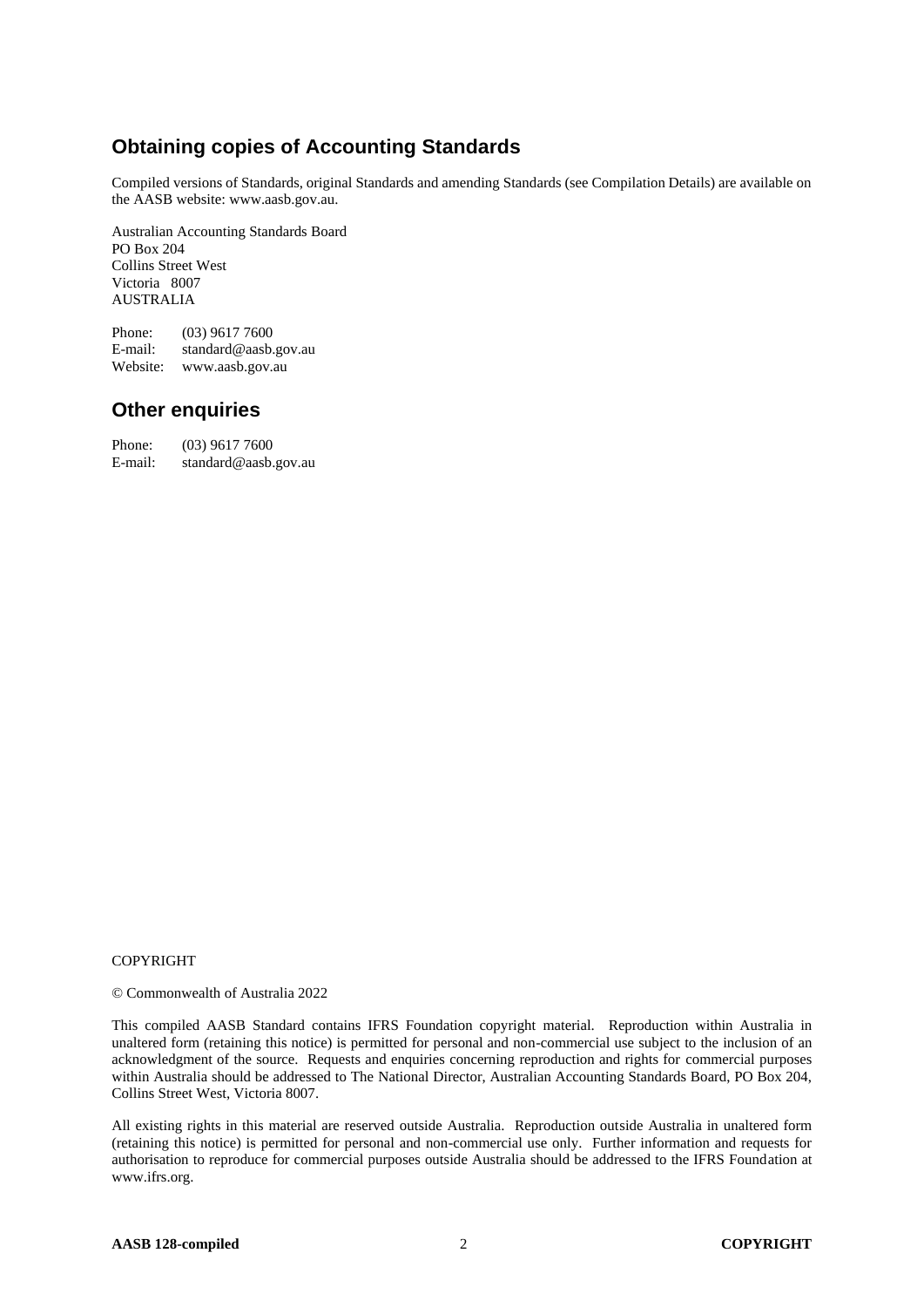## Obtaining copies of Accounting Standards

Compiled versions of Standards, original Standards and amending Standards (see Compilation Details) are available on the AASB website: www.aasb.gov.au.

Australian Accounting Standards Board
PO Box 204
Collins Street West
Victoria 8007
AUSTRALIA

Phone: (03) 9617 7600
E-mail: standard@aasb.gov.au
Website: www.aasb.gov.au

## Other enquiries

Phone: (03) 9617 7600
E-mail: standard@aasb.gov.au

COPYRIGHT

© Commonwealth of Australia 2022

This compiled AASB Standard contains IFRS Foundation copyright material. Reproduction within Australia in unaltered form (retaining this notice) is permitted for personal and non-commercial use subject to the inclusion of an acknowledgment of the source. Requests and enquiries concerning reproduction and rights for commercial purposes within Australia should be addressed to The National Director, Australian Accounting Standards Board, PO Box 204, Collins Street West, Victoria 8007.

All existing rights in this material are reserved outside Australia. Reproduction outside Australia in unaltered form (retaining this notice) is permitted for personal and non-commercial use only. Further information and requests for authorisation to reproduce for commercial purposes outside Australia should be addressed to the IFRS Foundation at www.ifrs.org.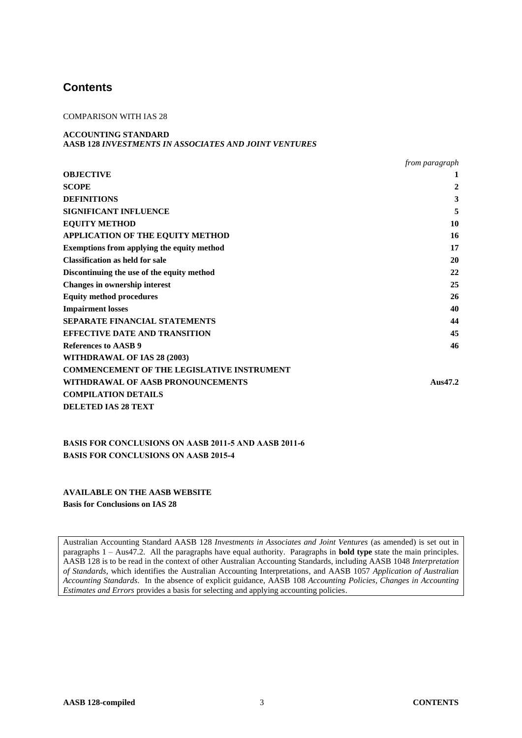# Contents

COMPARISON WITH IAS 28

**ACCOUNTING STANDARD**
**AASB 128 *INVESTMENTS IN ASSOCIATES AND JOINT VENTURES***

| | *from paragraph* |
|---|---|
| **OBJECTIVE** | **1** |
| **SCOPE** | **2** |
| **DEFINITIONS** | **3** |
| **SIGNIFICANT INFLUENCE** | **5** |
| **EQUITY METHOD** | **10** |
| **APPLICATION OF THE EQUITY METHOD** | **16** |
| **Exemptions from applying the equity method** | **17** |
| **Classification as held for sale** | **20** |
| **Discontinuing the use of the equity method** | **22** |
| **Changes in ownership interest** | **25** |
| **Equity method procedures** | **26** |
| **Impairment losses** | **40** |
| **SEPARATE FINANCIAL STATEMENTS** | **44** |
| **EFFECTIVE DATE AND TRANSITION** | **45** |
| **References to AASB 9** | **46** |
| **WITHDRAWAL OF IAS 28 (2003)** | |
| **COMMENCEMENT OF THE LEGISLATIVE INSTRUMENT** | |
| **WITHDRAWAL OF AASB PRONOUNCEMENTS** | **Aus47.2** |
| **COMPILATION DETAILS** | |
| **DELETED IAS 28 TEXT** | |

**BASIS FOR CONCLUSIONS ON AASB 2011-5 AND AASB 2011-6**
**BASIS FOR CONCLUSIONS ON AASB 2015-4**

**AVAILABLE ON THE AASB WEBSITE**
**Basis for Conclusions on IAS 28**

Australian Accounting Standard AASB 128 *Investments in Associates and Joint Ventures* (as amended) is set out in paragraphs 1 – Aus47.2. All the paragraphs have equal authority. Paragraphs in **bold type** state the main principles. AASB 128 is to be read in the context of other Australian Accounting Standards, including AASB 1048 *Interpretation of Standards*, which identifies the Australian Accounting Interpretations, and AASB 1057 *Application of Australian Accounting Standards*. In the absence of explicit guidance, AASB 108 *Accounting Policies, Changes in Accounting Estimates and Errors* provides a basis for selecting and applying accounting policies.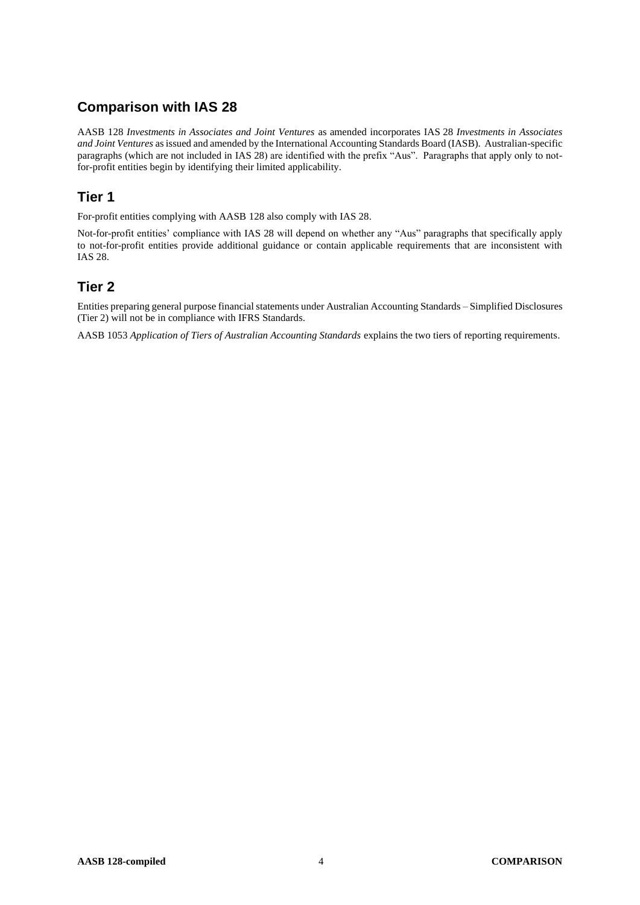## Comparison with IAS 28

AASB 128 *Investments in Associates and Joint Ventures* as amended incorporates IAS 28 *Investments in Associates and Joint Ventures* as issued and amended by the International Accounting Standards Board (IASB). Australian-specific paragraphs (which are not included in IAS 28) are identified with the prefix "Aus". Paragraphs that apply only to not-for-profit entities begin by identifying their limited applicability.

## Tier 1

For-profit entities complying with AASB 128 also comply with IAS 28.

Not-for-profit entities' compliance with IAS 28 will depend on whether any "Aus" paragraphs that specifically apply to not-for-profit entities provide additional guidance or contain applicable requirements that are inconsistent with IAS 28.

## Tier 2

Entities preparing general purpose financial statements under Australian Accounting Standards – Simplified Disclosures (Tier 2) will not be in compliance with IFRS Standards.

AASB 1053 *Application of Tiers of Australian Accounting Standards* explains the two tiers of reporting requirements.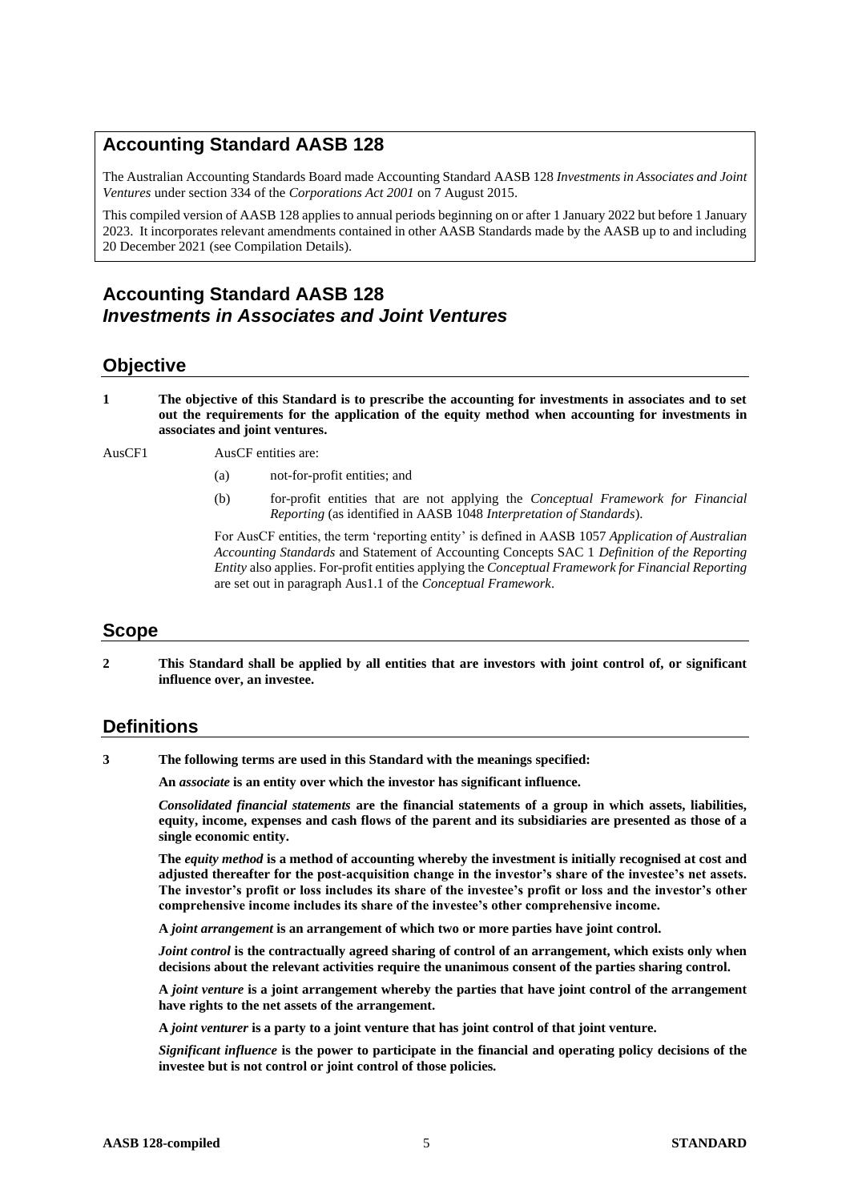## Accounting Standard AASB 128

The Australian Accounting Standards Board made Accounting Standard AASB 128 *Investments in Associates and Joint Ventures* under section 334 of the *Corporations Act 2001* on 7 August 2015.

This compiled version of AASB 128 applies to annual periods beginning on or after 1 January 2022 but before 1 January 2023. It incorporates relevant amendments contained in other AASB Standards made by the AASB up to and including 20 December 2021 (see Compilation Details).

# Accounting Standard AASB 128 *Investments in Associates and Joint Ventures*

## Objective

**1 The objective of this Standard is to prescribe the accounting for investments in associates and to set out the requirements for the application of the equity method when accounting for investments in associates and joint ventures.**

AusCF1 AusCF entities are:

(a) not-for-profit entities; and

(b) for-profit entities that are not applying the *Conceptual Framework for Financial Reporting* (as identified in AASB 1048 *Interpretation of Standards*).

For AusCF entities, the term 'reporting entity' is defined in AASB 1057 *Application of Australian Accounting Standards* and Statement of Accounting Concepts SAC 1 *Definition of the Reporting Entity* also applies. For-profit entities applying the *Conceptual Framework for Financial Reporting* are set out in paragraph Aus1.1 of the *Conceptual Framework*.

## Scope

**2 This Standard shall be applied by all entities that are investors with joint control of, or significant influence over, an investee.**

## Definitions

**3 The following terms are used in this Standard with the meanings specified:**

**An *associate* is an entity over which the investor has significant influence.**

***Consolidated financial statements* are the financial statements of a group in which assets, liabilities, equity, income, expenses and cash flows of the parent and its subsidiaries are presented as those of a single economic entity.**

**The *equity method* is a method of accounting whereby the investment is initially recognised at cost and adjusted thereafter for the post-acquisition change in the investor's share of the investee's net assets. The investor's profit or loss includes its share of the investee's profit or loss and the investor's other comprehensive income includes its share of the investee's other comprehensive income.**

**A *joint arrangement* is an arrangement of which two or more parties have joint control.**

***Joint control* is the contractually agreed sharing of control of an arrangement, which exists only when decisions about the relevant activities require the unanimous consent of the parties sharing control.**

**A *joint venture* is a joint arrangement whereby the parties that have joint control of the arrangement have rights to the net assets of the arrangement.**

**A *joint venturer* is a party to a joint venture that has joint control of that joint venture.**

***Significant influence* is the power to participate in the financial and operating policy decisions of the investee but is not control or joint control of those policies.**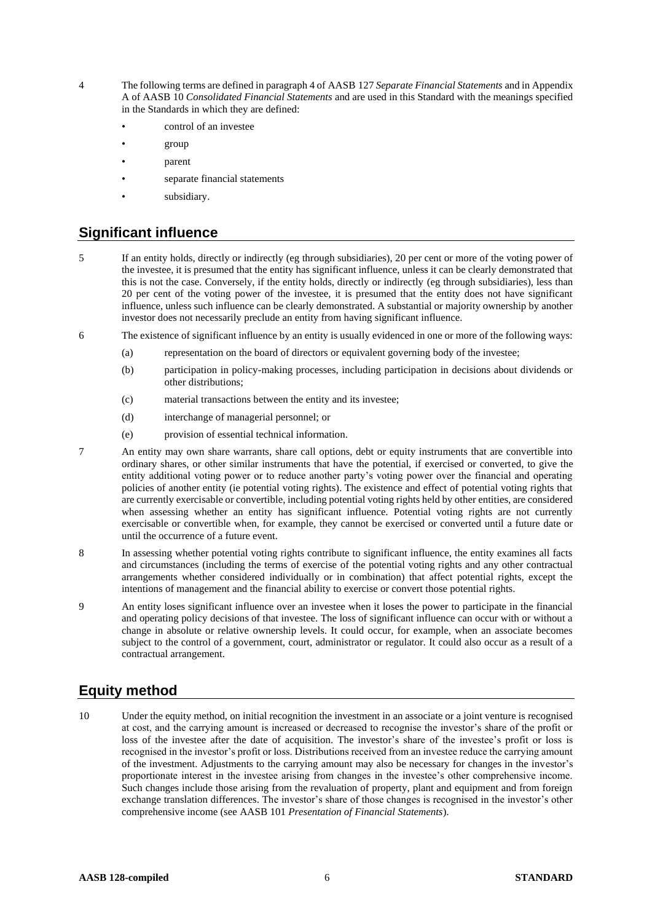4 The following terms are defined in paragraph 4 of AASB 127 *Separate Financial Statements* and in Appendix A of AASB 10 *Consolidated Financial Statements* and are used in this Standard with the meanings specified in the Standards in which they are defined:

- control of an investee
- group
- parent
- separate financial statements
- subsidiary.

## Significant influence

5 If an entity holds, directly or indirectly (eg through subsidiaries), 20 per cent or more of the voting power of the investee, it is presumed that the entity has significant influence, unless it can be clearly demonstrated that this is not the case. Conversely, if the entity holds, directly or indirectly (eg through subsidiaries), less than 20 per cent of the voting power of the investee, it is presumed that the entity does not have significant influence, unless such influence can be clearly demonstrated. A substantial or majority ownership by another investor does not necessarily preclude an entity from having significant influence.

6 The existence of significant influence by an entity is usually evidenced in one or more of the following ways:

(a) representation on the board of directors or equivalent governing body of the investee;

(b) participation in policy-making processes, including participation in decisions about dividends or other distributions;

(c) material transactions between the entity and its investee;

(d) interchange of managerial personnel; or

(e) provision of essential technical information.

7 An entity may own share warrants, share call options, debt or equity instruments that are convertible into ordinary shares, or other similar instruments that have the potential, if exercised or converted, to give the entity additional voting power or to reduce another party's voting power over the financial and operating policies of another entity (ie potential voting rights). The existence and effect of potential voting rights that are currently exercisable or convertible, including potential voting rights held by other entities, are considered when assessing whether an entity has significant influence. Potential voting rights are not currently exercisable or convertible when, for example, they cannot be exercised or converted until a future date or until the occurrence of a future event.

8 In assessing whether potential voting rights contribute to significant influence, the entity examines all facts and circumstances (including the terms of exercise of the potential voting rights and any other contractual arrangements whether considered individually or in combination) that affect potential rights, except the intentions of management and the financial ability to exercise or convert those potential rights.

9 An entity loses significant influence over an investee when it loses the power to participate in the financial and operating policy decisions of that investee. The loss of significant influence can occur with or without a change in absolute or relative ownership levels. It could occur, for example, when an associate becomes subject to the control of a government, court, administrator or regulator. It could also occur as a result of a contractual arrangement.

## Equity method

10 Under the equity method, on initial recognition the investment in an associate or a joint venture is recognised at cost, and the carrying amount is increased or decreased to recognise the investor's share of the profit or loss of the investee after the date of acquisition. The investor's share of the investee's profit or loss is recognised in the investor's profit or loss. Distributions received from an investee reduce the carrying amount of the investment. Adjustments to the carrying amount may also be necessary for changes in the investor's proportionate interest in the investee arising from changes in the investee's other comprehensive income. Such changes include those arising from the revaluation of property, plant and equipment and from foreign exchange translation differences. The investor's share of those changes is recognised in the investor's other comprehensive income (see AASB 101 *Presentation of Financial Statements*).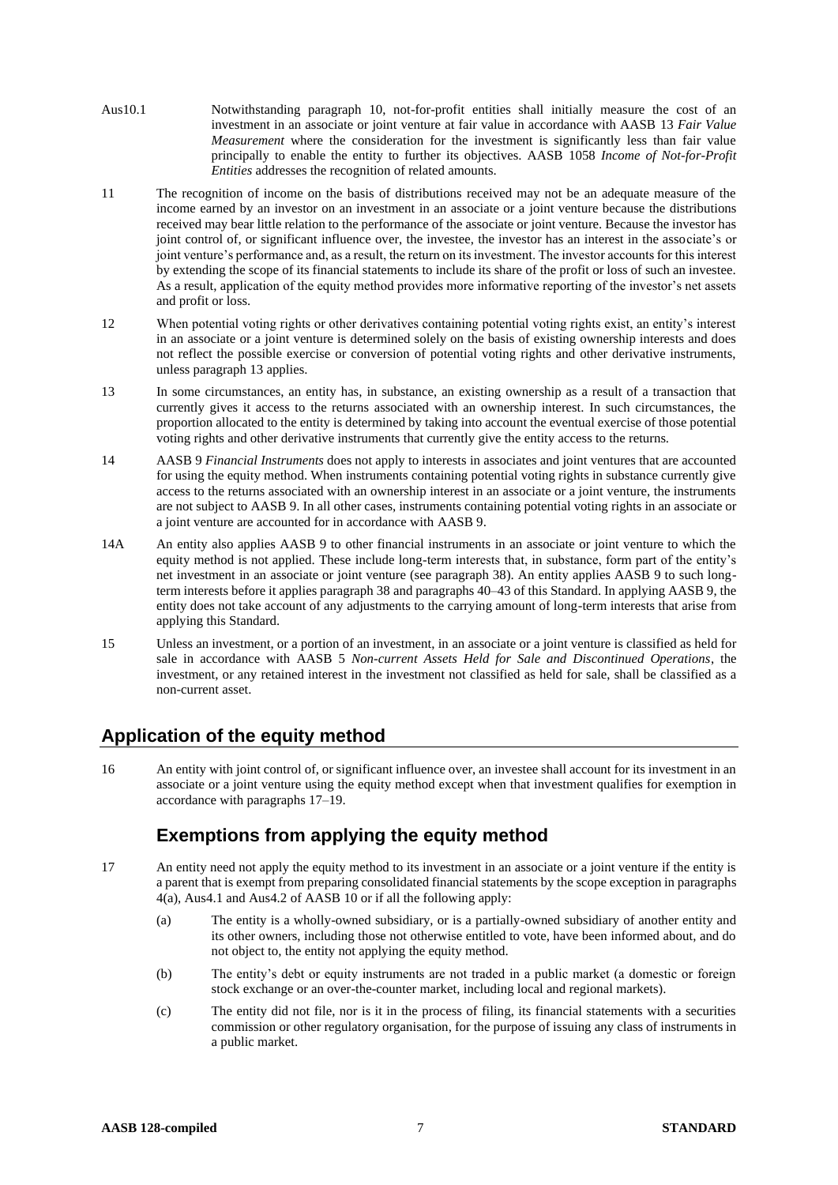Aus10.1 Notwithstanding paragraph 10, not-for-profit entities shall initially measure the cost of an investment in an associate or joint venture at fair value in accordance with AASB 13 *Fair Value Measurement* where the consideration for the investment is significantly less than fair value principally to enable the entity to further its objectives. AASB 1058 *Income of Not-for-Profit Entities* addresses the recognition of related amounts.

11 The recognition of income on the basis of distributions received may not be an adequate measure of the income earned by an investor on an investment in an associate or a joint venture because the distributions received may bear little relation to the performance of the associate or joint venture. Because the investor has joint control of, or significant influence over, the investee, the investor has an interest in the associate's or joint venture's performance and, as a result, the return on its investment. The investor accounts for this interest by extending the scope of its financial statements to include its share of the profit or loss of such an investee. As a result, application of the equity method provides more informative reporting of the investor's net assets and profit or loss.

12 When potential voting rights or other derivatives containing potential voting rights exist, an entity's interest in an associate or a joint venture is determined solely on the basis of existing ownership interests and does not reflect the possible exercise or conversion of potential voting rights and other derivative instruments, unless paragraph 13 applies.

13 In some circumstances, an entity has, in substance, an existing ownership as a result of a transaction that currently gives it access to the returns associated with an ownership interest. In such circumstances, the proportion allocated to the entity is determined by taking into account the eventual exercise of those potential voting rights and other derivative instruments that currently give the entity access to the returns.

14 AASB 9 *Financial Instruments* does not apply to interests in associates and joint ventures that are accounted for using the equity method. When instruments containing potential voting rights in substance currently give access to the returns associated with an ownership interest in an associate or a joint venture, the instruments are not subject to AASB 9. In all other cases, instruments containing potential voting rights in an associate or a joint venture are accounted for in accordance with AASB 9.

14A An entity also applies AASB 9 to other financial instruments in an associate or joint venture to which the equity method is not applied. These include long-term interests that, in substance, form part of the entity's net investment in an associate or joint venture (see paragraph 38). An entity applies AASB 9 to such long-term interests before it applies paragraph 38 and paragraphs 40–43 of this Standard. In applying AASB 9, the entity does not take account of any adjustments to the carrying amount of long-term interests that arise from applying this Standard.

15 Unless an investment, or a portion of an investment, in an associate or a joint venture is classified as held for sale in accordance with AASB 5 *Non-current Assets Held for Sale and Discontinued Operations*, the investment, or any retained interest in the investment not classified as held for sale, shall be classified as a non-current asset.

## Application of the equity method

16 An entity with joint control of, or significant influence over, an investee shall account for its investment in an associate or a joint venture using the equity method except when that investment qualifies for exemption in accordance with paragraphs 17–19.

### Exemptions from applying the equity method

17 An entity need not apply the equity method to its investment in an associate or a joint venture if the entity is a parent that is exempt from preparing consolidated financial statements by the scope exception in paragraphs 4(a), Aus4.1 and Aus4.2 of AASB 10 or if all the following apply:

(a) The entity is a wholly-owned subsidiary, or is a partially-owned subsidiary of another entity and its other owners, including those not otherwise entitled to vote, have been informed about, and do not object to, the entity not applying the equity method.

(b) The entity's debt or equity instruments are not traded in a public market (a domestic or foreign stock exchange or an over-the-counter market, including local and regional markets).

(c) The entity did not file, nor is it in the process of filing, its financial statements with a securities commission or other regulatory organisation, for the purpose of issuing any class of instruments in a public market.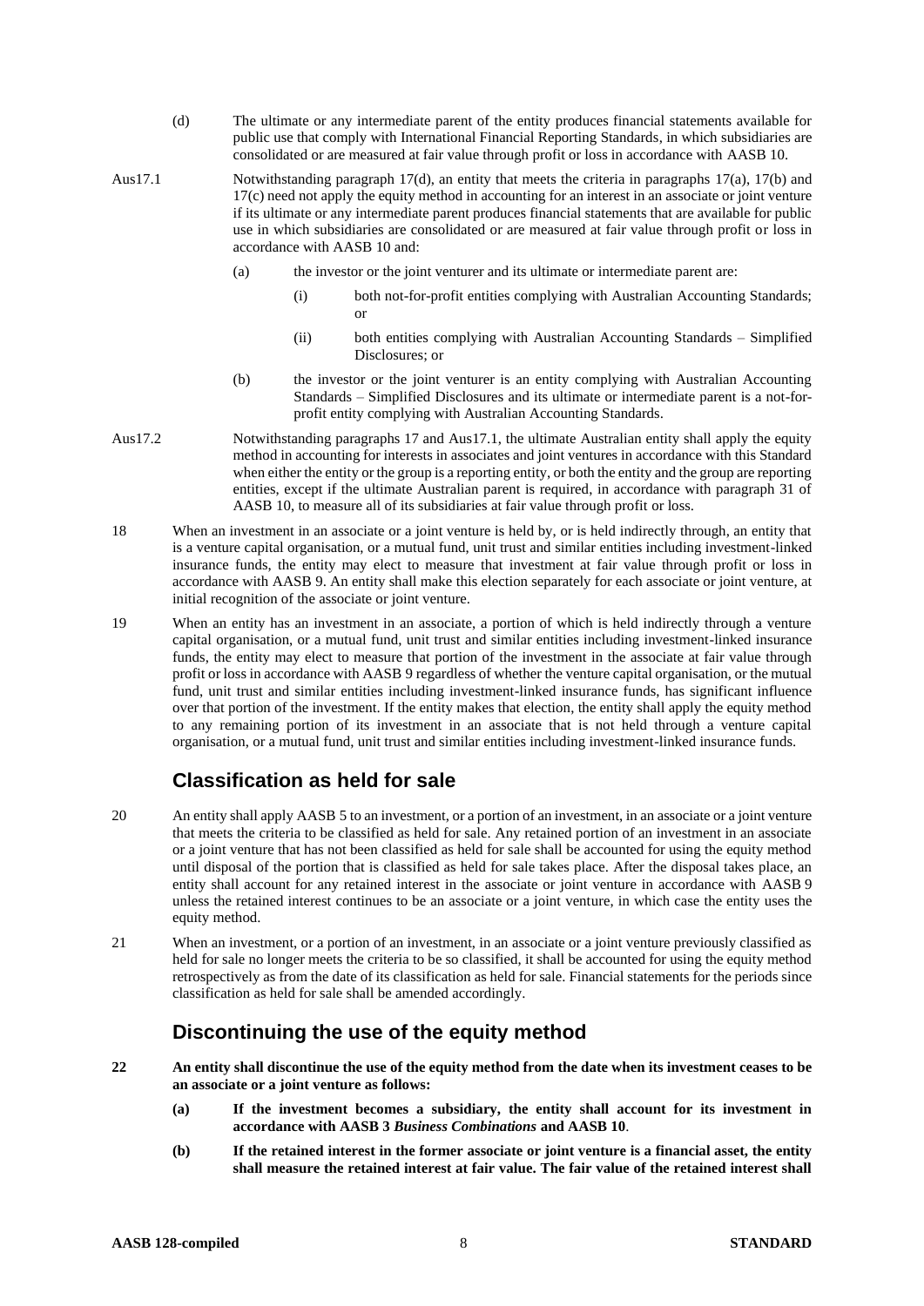(d) The ultimate or any intermediate parent of the entity produces financial statements available for public use that comply with International Financial Reporting Standards, in which subsidiaries are consolidated or are measured at fair value through profit or loss in accordance with AASB 10.

Aus17.1 Notwithstanding paragraph 17(d), an entity that meets the criteria in paragraphs 17(a), 17(b) and 17(c) need not apply the equity method in accounting for an interest in an associate or joint venture if its ultimate or any intermediate parent produces financial statements that are available for public use in which subsidiaries are consolidated or are measured at fair value through profit or loss in accordance with AASB 10 and:

- (a) the investor or the joint venturer and its ultimate or intermediate parent are:
  - (i) both not-for-profit entities complying with Australian Accounting Standards; or
  - (ii) both entities complying with Australian Accounting Standards – Simplified Disclosures; or
- (b) the investor or the joint venturer is an entity complying with Australian Accounting Standards – Simplified Disclosures and its ultimate or intermediate parent is a not-for-profit entity complying with Australian Accounting Standards.

Aus17.2 Notwithstanding paragraphs 17 and Aus17.1, the ultimate Australian entity shall apply the equity method in accounting for interests in associates and joint ventures in accordance with this Standard when either the entity or the group is a reporting entity, or both the entity and the group are reporting entities, except if the ultimate Australian parent is required, in accordance with paragraph 31 of AASB 10, to measure all of its subsidiaries at fair value through profit or loss.

18 When an investment in an associate or a joint venture is held by, or is held indirectly through, an entity that is a venture capital organisation, or a mutual fund, unit trust and similar entities including investment-linked insurance funds, the entity may elect to measure that investment at fair value through profit or loss in accordance with AASB 9. An entity shall make this election separately for each associate or joint venture, at initial recognition of the associate or joint venture.

19 When an entity has an investment in an associate, a portion of which is held indirectly through a venture capital organisation, or a mutual fund, unit trust and similar entities including investment-linked insurance funds, the entity may elect to measure that portion of the investment in the associate at fair value through profit or loss in accordance with AASB 9 regardless of whether the venture capital organisation, or the mutual fund, unit trust and similar entities including investment-linked insurance funds, has significant influence over that portion of the investment. If the entity makes that election, the entity shall apply the equity method to any remaining portion of its investment in an associate that is not held through a venture capital organisation, or a mutual fund, unit trust and similar entities including investment-linked insurance funds.

## Classification as held for sale

20 An entity shall apply AASB 5 to an investment, or a portion of an investment, in an associate or a joint venture that meets the criteria to be classified as held for sale. Any retained portion of an investment in an associate or a joint venture that has not been classified as held for sale shall be accounted for using the equity method until disposal of the portion that is classified as held for sale takes place. After the disposal takes place, an entity shall account for any retained interest in the associate or joint venture in accordance with AASB 9 unless the retained interest continues to be an associate or a joint venture, in which case the entity uses the equity method.

21 When an investment, or a portion of an investment, in an associate or a joint venture previously classified as held for sale no longer meets the criteria to be so classified, it shall be accounted for using the equity method retrospectively as from the date of its classification as held for sale. Financial statements for the periods since classification as held for sale shall be amended accordingly.

## Discontinuing the use of the equity method

**22 An entity shall discontinue the use of the equity method from the date when its investment ceases to be an associate or a joint venture as follows:**

- **(a) If the investment becomes a subsidiary, the entity shall account for its investment in accordance with AASB 3 *Business Combinations* and AASB 10.**
- **(b) If the retained interest in the former associate or joint venture is a financial asset, the entity shall measure the retained interest at fair value. The fair value of the retained interest shall**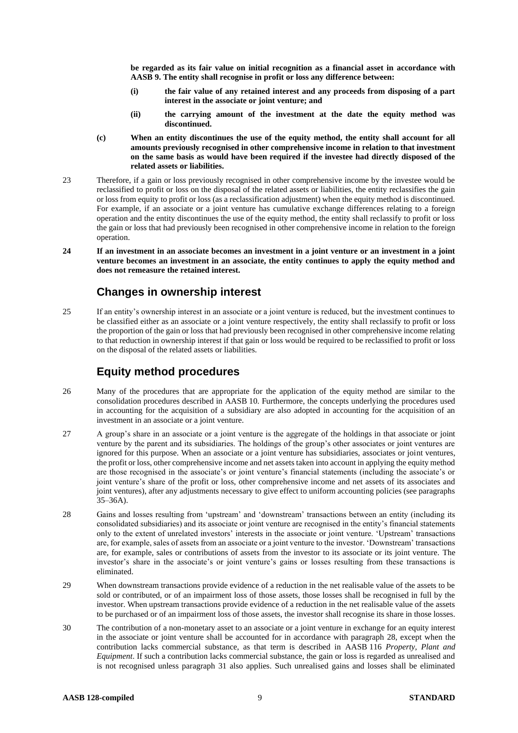**be regarded as its fair value on initial recognition as a financial asset in accordance with AASB 9. The entity shall recognise in profit or loss any difference between:**

**(i) the fair value of any retained interest and any proceeds from disposing of a part interest in the associate or joint venture; and**

**(ii) the carrying amount of the investment at the date the equity method was discontinued.**

**(c) When an entity discontinues the use of the equity method, the entity shall account for all amounts previously recognised in other comprehensive income in relation to that investment on the same basis as would have been required if the investee had directly disposed of the related assets or liabilities.**

23 Therefore, if a gain or loss previously recognised in other comprehensive income by the investee would be reclassified to profit or loss on the disposal of the related assets or liabilities, the entity reclassifies the gain or loss from equity to profit or loss (as a reclassification adjustment) when the equity method is discontinued. For example, if an associate or a joint venture has cumulative exchange differences relating to a foreign operation and the entity discontinues the use of the equity method, the entity shall reclassify to profit or loss the gain or loss that had previously been recognised in other comprehensive income in relation to the foreign operation.

**24 If an investment in an associate becomes an investment in a joint venture or an investment in a joint venture becomes an investment in an associate, the entity continues to apply the equity method and does not remeasure the retained interest.**

## Changes in ownership interest

25 If an entity's ownership interest in an associate or a joint venture is reduced, but the investment continues to be classified either as an associate or a joint venture respectively, the entity shall reclassify to profit or loss the proportion of the gain or loss that had previously been recognised in other comprehensive income relating to that reduction in ownership interest if that gain or loss would be required to be reclassified to profit or loss on the disposal of the related assets or liabilities.

## Equity method procedures

26 Many of the procedures that are appropriate for the application of the equity method are similar to the consolidation procedures described in AASB 10. Furthermore, the concepts underlying the procedures used in accounting for the acquisition of a subsidiary are also adopted in accounting for the acquisition of an investment in an associate or a joint venture.

27 A group's share in an associate or a joint venture is the aggregate of the holdings in that associate or joint venture by the parent and its subsidiaries. The holdings of the group's other associates or joint ventures are ignored for this purpose. When an associate or a joint venture has subsidiaries, associates or joint ventures, the profit or loss, other comprehensive income and net assets taken into account in applying the equity method are those recognised in the associate's or joint venture's financial statements (including the associate's or joint venture's share of the profit or loss, other comprehensive income and net assets of its associates and joint ventures), after any adjustments necessary to give effect to uniform accounting policies (see paragraphs 35–36A).

28 Gains and losses resulting from 'upstream' and 'downstream' transactions between an entity (including its consolidated subsidiaries) and its associate or joint venture are recognised in the entity's financial statements only to the extent of unrelated investors' interests in the associate or joint venture. 'Upstream' transactions are, for example, sales of assets from an associate or a joint venture to the investor. 'Downstream' transactions are, for example, sales or contributions of assets from the investor to its associate or its joint venture. The investor's share in the associate's or joint venture's gains or losses resulting from these transactions is eliminated.

29 When downstream transactions provide evidence of a reduction in the net realisable value of the assets to be sold or contributed, or of an impairment loss of those assets, those losses shall be recognised in full by the investor. When upstream transactions provide evidence of a reduction in the net realisable value of the assets to be purchased or of an impairment loss of those assets, the investor shall recognise its share in those losses.

30 The contribution of a non-monetary asset to an associate or a joint venture in exchange for an equity interest in the associate or joint venture shall be accounted for in accordance with paragraph 28, except when the contribution lacks commercial substance, as that term is described in AASB 116 *Property, Plant and Equipment*. If such a contribution lacks commercial substance, the gain or loss is regarded as unrealised and is not recognised unless paragraph 31 also applies. Such unrealised gains and losses shall be eliminated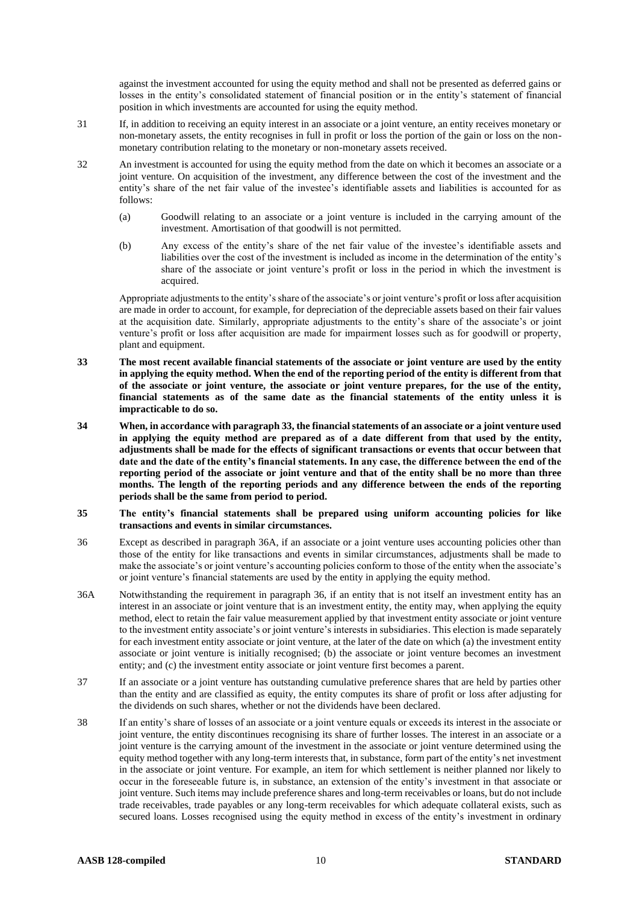against the investment accounted for using the equity method and shall not be presented as deferred gains or losses in the entity's consolidated statement of financial position or in the entity's statement of financial position in which investments are accounted for using the equity method.

31 If, in addition to receiving an equity interest in an associate or a joint venture, an entity receives monetary or non-monetary assets, the entity recognises in full in profit or loss the portion of the gain or loss on the non-monetary contribution relating to the monetary or non-monetary assets received.

32 An investment is accounted for using the equity method from the date on which it becomes an associate or a joint venture. On acquisition of the investment, any difference between the cost of the investment and the entity's share of the net fair value of the investee's identifiable assets and liabilities is accounted for as follows:

(a) Goodwill relating to an associate or a joint venture is included in the carrying amount of the investment. Amortisation of that goodwill is not permitted.

(b) Any excess of the entity's share of the net fair value of the investee's identifiable assets and liabilities over the cost of the investment is included as income in the determination of the entity's share of the associate or joint venture's profit or loss in the period in which the investment is acquired.

Appropriate adjustments to the entity's share of the associate's or joint venture's profit or loss after acquisition are made in order to account, for example, for depreciation of the depreciable assets based on their fair values at the acquisition date. Similarly, appropriate adjustments to the entity's share of the associate's or joint venture's profit or loss after acquisition are made for impairment losses such as for goodwill or property, plant and equipment.

**33 The most recent available financial statements of the associate or joint venture are used by the entity in applying the equity method. When the end of the reporting period of the entity is different from that of the associate or joint venture, the associate or joint venture prepares, for the use of the entity, financial statements as of the same date as the financial statements of the entity unless it is impracticable to do so.**

**34 When, in accordance with paragraph 33, the financial statements of an associate or a joint venture used in applying the equity method are prepared as of a date different from that used by the entity, adjustments shall be made for the effects of significant transactions or events that occur between that date and the date of the entity's financial statements. In any case, the difference between the end of the reporting period of the associate or joint venture and that of the entity shall be no more than three months. The length of the reporting periods and any difference between the ends of the reporting periods shall be the same from period to period.**

**35 The entity's financial statements shall be prepared using uniform accounting policies for like transactions and events in similar circumstances.**

36 Except as described in paragraph 36A, if an associate or a joint venture uses accounting policies other than those of the entity for like transactions and events in similar circumstances, adjustments shall be made to make the associate's or joint venture's accounting policies conform to those of the entity when the associate's or joint venture's financial statements are used by the entity in applying the equity method.

36A Notwithstanding the requirement in paragraph 36, if an entity that is not itself an investment entity has an interest in an associate or joint venture that is an investment entity, the entity may, when applying the equity method, elect to retain the fair value measurement applied by that investment entity associate or joint venture to the investment entity associate's or joint venture's interests in subsidiaries. This election is made separately for each investment entity associate or joint venture, at the later of the date on which (a) the investment entity associate or joint venture is initially recognised; (b) the associate or joint venture becomes an investment entity; and (c) the investment entity associate or joint venture first becomes a parent.

37 If an associate or a joint venture has outstanding cumulative preference shares that are held by parties other than the entity and are classified as equity, the entity computes its share of profit or loss after adjusting for the dividends on such shares, whether or not the dividends have been declared.

38 If an entity's share of losses of an associate or a joint venture equals or exceeds its interest in the associate or joint venture, the entity discontinues recognising its share of further losses. The interest in an associate or a joint venture is the carrying amount of the investment in the associate or joint venture determined using the equity method together with any long-term interests that, in substance, form part of the entity's net investment in the associate or joint venture. For example, an item for which settlement is neither planned nor likely to occur in the foreseeable future is, in substance, an extension of the entity's investment in that associate or joint venture. Such items may include preference shares and long-term receivables or loans, but do not include trade receivables, trade payables or any long-term receivables for which adequate collateral exists, such as secured loans. Losses recognised using the equity method in excess of the entity's investment in ordinary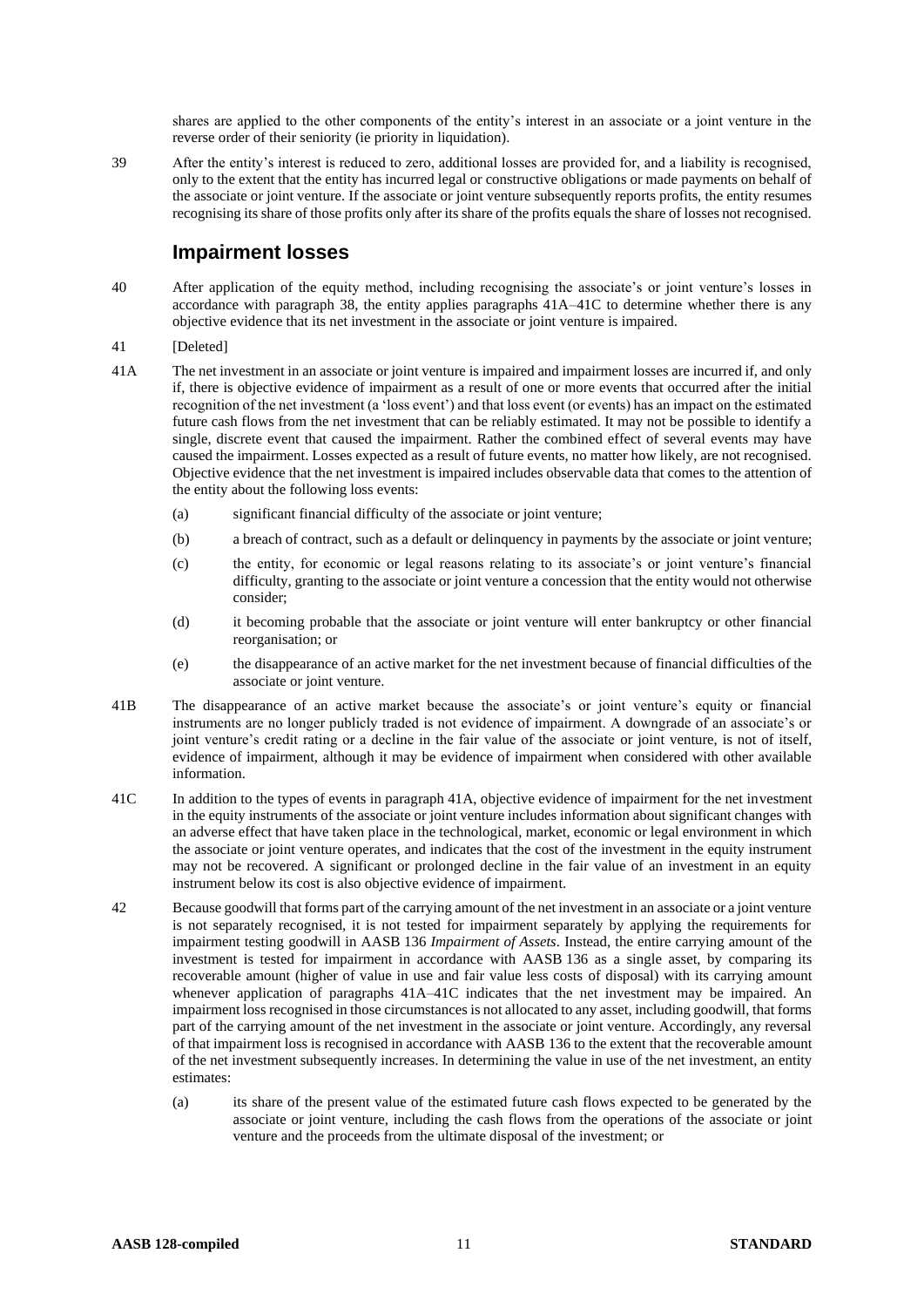shares are applied to the other components of the entity's interest in an associate or a joint venture in the reverse order of their seniority (ie priority in liquidation).

39 After the entity's interest is reduced to zero, additional losses are provided for, and a liability is recognised, only to the extent that the entity has incurred legal or constructive obligations or made payments on behalf of the associate or joint venture. If the associate or joint venture subsequently reports profits, the entity resumes recognising its share of those profits only after its share of the profits equals the share of losses not recognised.

## Impairment losses

40 After application of the equity method, including recognising the associate's or joint venture's losses in accordance with paragraph 38, the entity applies paragraphs 41A–41C to determine whether there is any objective evidence that its net investment in the associate or joint venture is impaired.

41 [Deleted]

41A The net investment in an associate or joint venture is impaired and impairment losses are incurred if, and only if, there is objective evidence of impairment as a result of one or more events that occurred after the initial recognition of the net investment (a 'loss event') and that loss event (or events) has an impact on the estimated future cash flows from the net investment that can be reliably estimated. It may not be possible to identify a single, discrete event that caused the impairment. Rather the combined effect of several events may have caused the impairment. Losses expected as a result of future events, no matter how likely, are not recognised. Objective evidence that the net investment is impaired includes observable data that comes to the attention of the entity about the following loss events:

- (a) significant financial difficulty of the associate or joint venture;
- (b) a breach of contract, such as a default or delinquency in payments by the associate or joint venture;
- (c) the entity, for economic or legal reasons relating to its associate's or joint venture's financial difficulty, granting to the associate or joint venture a concession that the entity would not otherwise consider;
- (d) it becoming probable that the associate or joint venture will enter bankruptcy or other financial reorganisation; or
- (e) the disappearance of an active market for the net investment because of financial difficulties of the associate or joint venture.

41B The disappearance of an active market because the associate's or joint venture's equity or financial instruments are no longer publicly traded is not evidence of impairment. A downgrade of an associate's or joint venture's credit rating or a decline in the fair value of the associate or joint venture, is not of itself, evidence of impairment, although it may be evidence of impairment when considered with other available information.

41C In addition to the types of events in paragraph 41A, objective evidence of impairment for the net investment in the equity instruments of the associate or joint venture includes information about significant changes with an adverse effect that have taken place in the technological, market, economic or legal environment in which the associate or joint venture operates, and indicates that the cost of the investment in the equity instrument may not be recovered. A significant or prolonged decline in the fair value of an investment in an equity instrument below its cost is also objective evidence of impairment.

42 Because goodwill that forms part of the carrying amount of the net investment in an associate or a joint venture is not separately recognised, it is not tested for impairment separately by applying the requirements for impairment testing goodwill in AASB 136 *Impairment of Assets*. Instead, the entire carrying amount of the investment is tested for impairment in accordance with AASB 136 as a single asset, by comparing its recoverable amount (higher of value in use and fair value less costs of disposal) with its carrying amount whenever application of paragraphs 41A–41C indicates that the net investment may be impaired. An impairment loss recognised in those circumstances is not allocated to any asset, including goodwill, that forms part of the carrying amount of the net investment in the associate or joint venture. Accordingly, any reversal of that impairment loss is recognised in accordance with AASB 136 to the extent that the recoverable amount of the net investment subsequently increases. In determining the value in use of the net investment, an entity estimates:

- (a) its share of the present value of the estimated future cash flows expected to be generated by the associate or joint venture, including the cash flows from the operations of the associate or joint venture and the proceeds from the ultimate disposal of the investment; or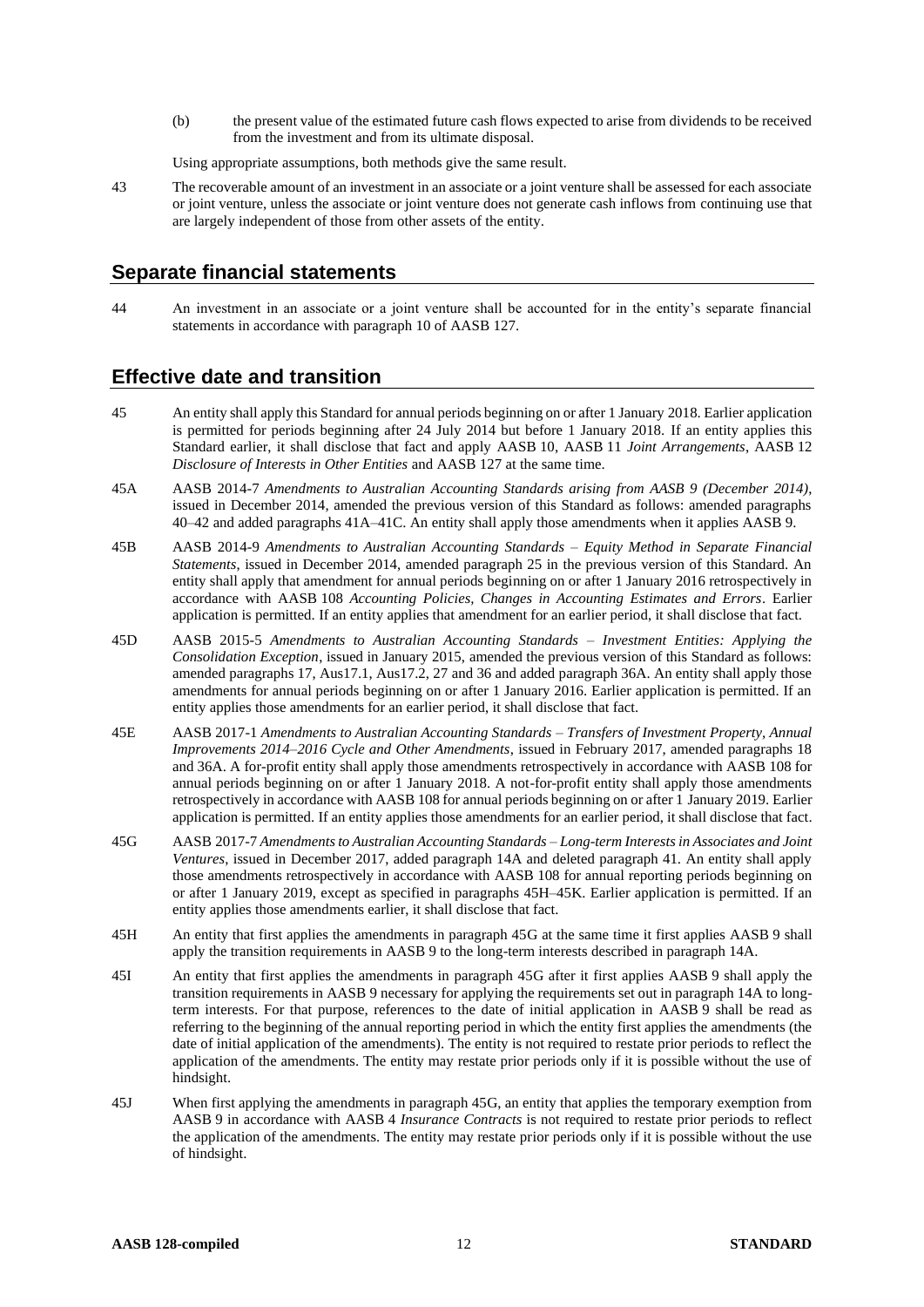(b) the present value of the estimated future cash flows expected to arise from dividends to be received from the investment and from its ultimate disposal.

Using appropriate assumptions, both methods give the same result.

43 The recoverable amount of an investment in an associate or a joint venture shall be assessed for each associate or joint venture, unless the associate or joint venture does not generate cash inflows from continuing use that are largely independent of those from other assets of the entity.

## Separate financial statements

44 An investment in an associate or a joint venture shall be accounted for in the entity's separate financial statements in accordance with paragraph 10 of AASB 127.

## Effective date and transition

45 An entity shall apply this Standard for annual periods beginning on or after 1 January 2018. Earlier application is permitted for periods beginning after 24 July 2014 but before 1 January 2018. If an entity applies this Standard earlier, it shall disclose that fact and apply AASB 10, AASB 11 *Joint Arrangements*, AASB 12 *Disclosure of Interests in Other Entities* and AASB 127 at the same time.

45A AASB 2014-7 *Amendments to Australian Accounting Standards arising from AASB 9 (December 2014)*, issued in December 2014, amended the previous version of this Standard as follows: amended paragraphs 40–42 and added paragraphs 41A–41C. An entity shall apply those amendments when it applies AASB 9.

45B AASB 2014-9 *Amendments to Australian Accounting Standards – Equity Method in Separate Financial Statements*, issued in December 2014, amended paragraph 25 in the previous version of this Standard. An entity shall apply that amendment for annual periods beginning on or after 1 January 2016 retrospectively in accordance with AASB 108 *Accounting Policies, Changes in Accounting Estimates and Errors*. Earlier application is permitted. If an entity applies that amendment for an earlier period, it shall disclose that fact.

45D AASB 2015-5 *Amendments to Australian Accounting Standards – Investment Entities: Applying the Consolidation Exception*, issued in January 2015, amended the previous version of this Standard as follows: amended paragraphs 17, Aus17.1, Aus17.2, 27 and 36 and added paragraph 36A. An entity shall apply those amendments for annual periods beginning on or after 1 January 2016. Earlier application is permitted. If an entity applies those amendments for an earlier period, it shall disclose that fact.

45E AASB 2017-1 *Amendments to Australian Accounting Standards – Transfers of Investment Property, Annual Improvements 2014–2016 Cycle and Other Amendments*, issued in February 2017, amended paragraphs 18 and 36A. A for-profit entity shall apply those amendments retrospectively in accordance with AASB 108 for annual periods beginning on or after 1 January 2018. A not-for-profit entity shall apply those amendments retrospectively in accordance with AASB 108 for annual periods beginning on or after 1 January 2019. Earlier application is permitted. If an entity applies those amendments for an earlier period, it shall disclose that fact.

45G AASB 2017-7 *Amendments to Australian Accounting Standards – Long-term Interests in Associates and Joint Ventures*, issued in December 2017, added paragraph 14A and deleted paragraph 41. An entity shall apply those amendments retrospectively in accordance with AASB 108 for annual reporting periods beginning on or after 1 January 2019, except as specified in paragraphs 45H–45K. Earlier application is permitted. If an entity applies those amendments earlier, it shall disclose that fact.

45H An entity that first applies the amendments in paragraph 45G at the same time it first applies AASB 9 shall apply the transition requirements in AASB 9 to the long-term interests described in paragraph 14A.

45I An entity that first applies the amendments in paragraph 45G after it first applies AASB 9 shall apply the transition requirements in AASB 9 necessary for applying the requirements set out in paragraph 14A to long-term interests. For that purpose, references to the date of initial application in AASB 9 shall be read as referring to the beginning of the annual reporting period in which the entity first applies the amendments (the date of initial application of the amendments). The entity is not required to restate prior periods to reflect the application of the amendments. The entity may restate prior periods only if it is possible without the use of hindsight.

45J When first applying the amendments in paragraph 45G, an entity that applies the temporary exemption from AASB 9 in accordance with AASB 4 *Insurance Contracts* is not required to restate prior periods to reflect the application of the amendments. The entity may restate prior periods only if it is possible without the use of hindsight.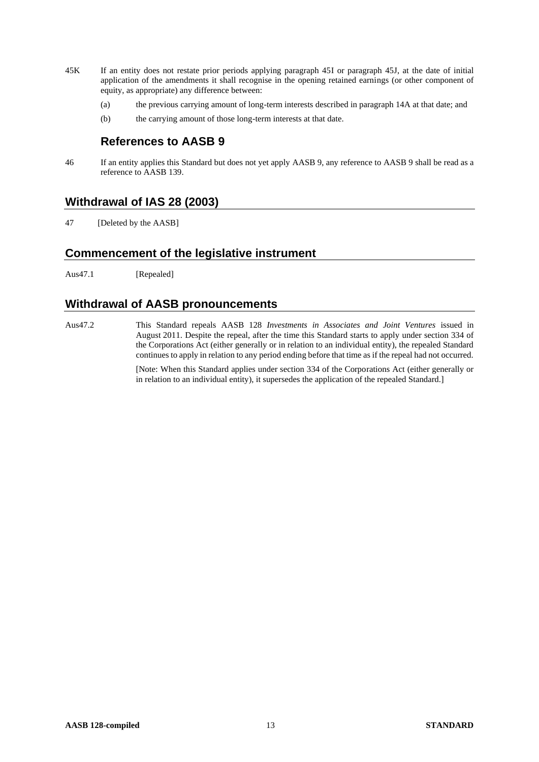45K If an entity does not restate prior periods applying paragraph 45I or paragraph 45J, at the date of initial application of the amendments it shall recognise in the opening retained earnings (or other component of equity, as appropriate) any difference between:

(a) the previous carrying amount of long-term interests described in paragraph 14A at that date; and

(b) the carrying amount of those long-term interests at that date.

### References to AASB 9

46 If an entity applies this Standard but does not yet apply AASB 9, any reference to AASB 9 shall be read as a reference to AASB 139.

## Withdrawal of IAS 28 (2003)

47 [Deleted by the AASB]

## Commencement of the legislative instrument

Aus47.1 [Repealed]

## Withdrawal of AASB pronouncements

Aus47.2 This Standard repeals AASB 128 *Investments in Associates and Joint Ventures* issued in August 2011. Despite the repeal, after the time this Standard starts to apply under section 334 of the Corporations Act (either generally or in relation to an individual entity), the repealed Standard continues to apply in relation to any period ending before that time as if the repeal had not occurred.

[Note: When this Standard applies under section 334 of the Corporations Act (either generally or in relation to an individual entity), it supersedes the application of the repealed Standard.]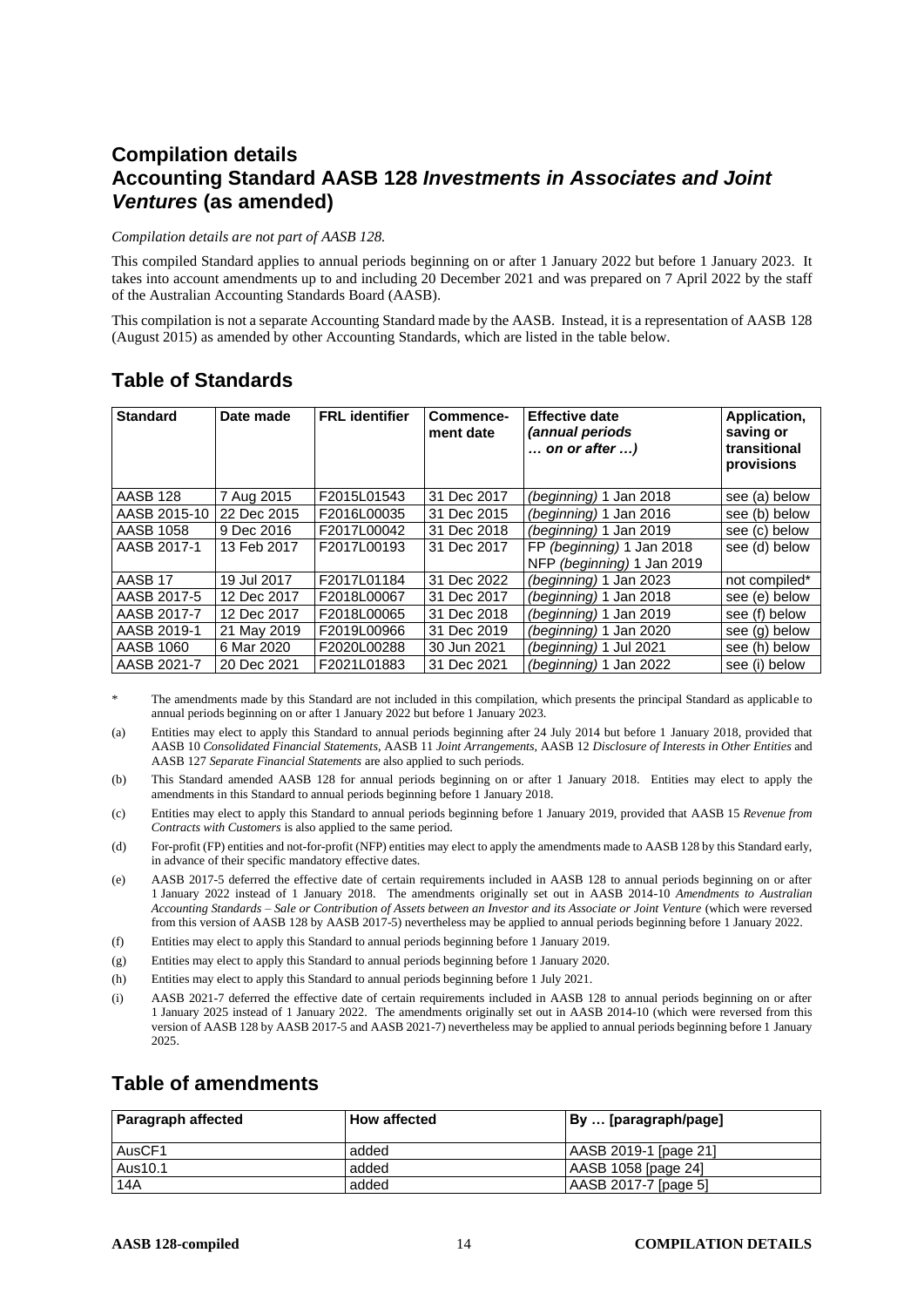## Compilation details

## Accounting Standard AASB 128 *Investments in Associates and Joint Ventures* (as amended)

*Compilation details are not part of AASB 128.*

This compiled Standard applies to annual periods beginning on or after 1 January 2022 but before 1 January 2023. It takes into account amendments up to and including 20 December 2021 and was prepared on 7 April 2022 by the staff of the Australian Accounting Standards Board (AASB).

This compilation is not a separate Accounting Standard made by the AASB. Instead, it is a representation of AASB 128 (August 2015) as amended by other Accounting Standards, which are listed in the table below.

## Table of Standards

| Standard | Date made | FRL identifier | Commence-ment date | Effective date *(annual periods … on or after …)* | Application, saving or transitional provisions |
|---|---|---|---|---|---|
| AASB 128 | 7 Aug 2015 | F2015L01543 | 31 Dec 2017 | *(beginning)* 1 Jan 2018 | see (a) below |
| AASB 2015-10 | 22 Dec 2015 | F2016L00035 | 31 Dec 2015 | *(beginning)* 1 Jan 2016 | see (b) below |
| AASB 1058 | 9 Dec 2016 | F2017L00042 | 31 Dec 2018 | *(beginning)* 1 Jan 2019 | see (c) below |
| AASB 2017-1 | 13 Feb 2017 | F2017L00193 | 31 Dec 2017 | FP *(beginning)* 1 Jan 2018<br>NFP *(beginning)* 1 Jan 2019 | see (d) below |
| AASB 17 | 19 Jul 2017 | F2017L01184 | 31 Dec 2022 | *(beginning)* 1 Jan 2023 | not compiled* |
| AASB 2017-5 | 12 Dec 2017 | F2018L00067 | 31 Dec 2017 | *(beginning)* 1 Jan 2018 | see (e) below |
| AASB 2017-7 | 12 Dec 2017 | F2018L00065 | 31 Dec 2018 | *(beginning)* 1 Jan 2019 | see (f) below |
| AASB 2019-1 | 21 May 2019 | F2019L00966 | 31 Dec 2019 | *(beginning)* 1 Jan 2020 | see (g) below |
| AASB 1060 | 6 Mar 2020 | F2020L00288 | 30 Jun 2021 | *(beginning)* 1 Jul 2021 | see (h) below |
| AASB 2021-7 | 20 Dec 2021 | F2021L01883 | 31 Dec 2021 | *(beginning)* 1 Jan 2022 | see (i) below |

\* The amendments made by this Standard are not included in this compilation, which presents the principal Standard as applicable to annual periods beginning on or after 1 January 2022 but before 1 January 2023.

(a) Entities may elect to apply this Standard to annual periods beginning after 24 July 2014 but before 1 January 2018, provided that AASB 10 *Consolidated Financial Statements*, AASB 11 *Joint Arrangements*, AASB 12 *Disclosure of Interests in Other Entities* and AASB 127 *Separate Financial Statements* are also applied to such periods.

(b) This Standard amended AASB 128 for annual periods beginning on or after 1 January 2018. Entities may elect to apply the amendments in this Standard to annual periods beginning before 1 January 2018.

(c) Entities may elect to apply this Standard to annual periods beginning before 1 January 2019, provided that AASB 15 *Revenue from Contracts with Customers* is also applied to the same period.

(d) For-profit (FP) entities and not-for-profit (NFP) entities may elect to apply the amendments made to AASB 128 by this Standard early, in advance of their specific mandatory effective dates.

(e) AASB 2017-5 deferred the effective date of certain requirements included in AASB 128 to annual periods beginning on or after 1 January 2022 instead of 1 January 2018. The amendments originally set out in AASB 2014-10 *Amendments to Australian Accounting Standards – Sale or Contribution of Assets between an Investor and its Associate or Joint Venture* (which were reversed from this version of AASB 128 by AASB 2017-5) nevertheless may be applied to annual periods beginning before 1 January 2022.

(f) Entities may elect to apply this Standard to annual periods beginning before 1 January 2019.

(g) Entities may elect to apply this Standard to annual periods beginning before 1 January 2020.

(h) Entities may elect to apply this Standard to annual periods beginning before 1 July 2021.

(i) AASB 2021-7 deferred the effective date of certain requirements included in AASB 128 to annual periods beginning on or after 1 January 2025 instead of 1 January 2022. The amendments originally set out in AASB 2014-10 (which were reversed from this version of AASB 128 by AASB 2017-5 and AASB 2021-7) nevertheless may be applied to annual periods beginning before 1 January 2025.

## Table of amendments

| Paragraph affected | How affected | By … [paragraph/page] |
|---|---|---|
| AusCF1 | added | AASB 2019-1 [page 21] |
| Aus10.1 | added | AASB 1058 [page 24] |
| 14A | added | AASB 2017-7 [page 5] |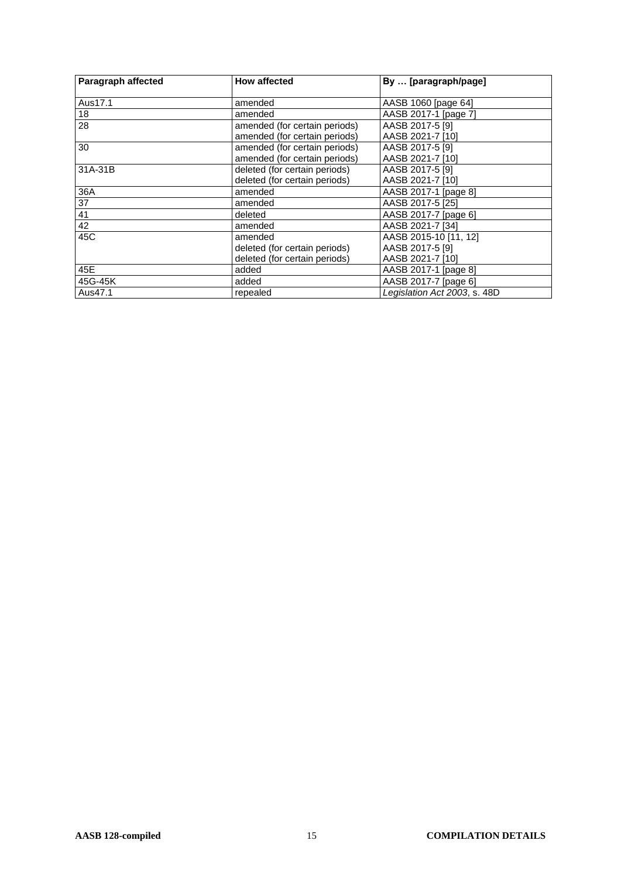| Paragraph affected | How affected | By … [paragraph/page] |
|---|---|---|
| Aus17.1 | amended | AASB 1060 [page 64] |
| 18 | amended | AASB 2017-1 [page 7] |
| 28 | amended (for certain periods)<br>amended (for certain periods) | AASB 2017-5 [9]<br>AASB 2021-7 [10] |
| 30 | amended (for certain periods)<br>amended (for certain periods) | AASB 2017-5 [9]<br>AASB 2021-7 [10] |
| 31A-31B | deleted (for certain periods)<br>deleted (for certain periods) | AASB 2017-5 [9]<br>AASB 2021-7 [10] |
| 36A | amended | AASB 2017-1 [page 8] |
| 37 | amended | AASB 2017-5 [25] |
| 41 | deleted | AASB 2017-7 [page 6] |
| 42 | amended | AASB 2021-7 [34] |
| 45C | amended<br>deleted (for certain periods)<br>deleted (for certain periods) | AASB 2015-10 [11, 12]<br>AASB 2017-5 [9]<br>AASB 2021-7 [10] |
| 45E | added | AASB 2017-1 [page 8] |
| 45G-45K | added | AASB 2017-7 [page 6] |
| Aus47.1 | repealed | *Legislation Act 2003*, s. 48D |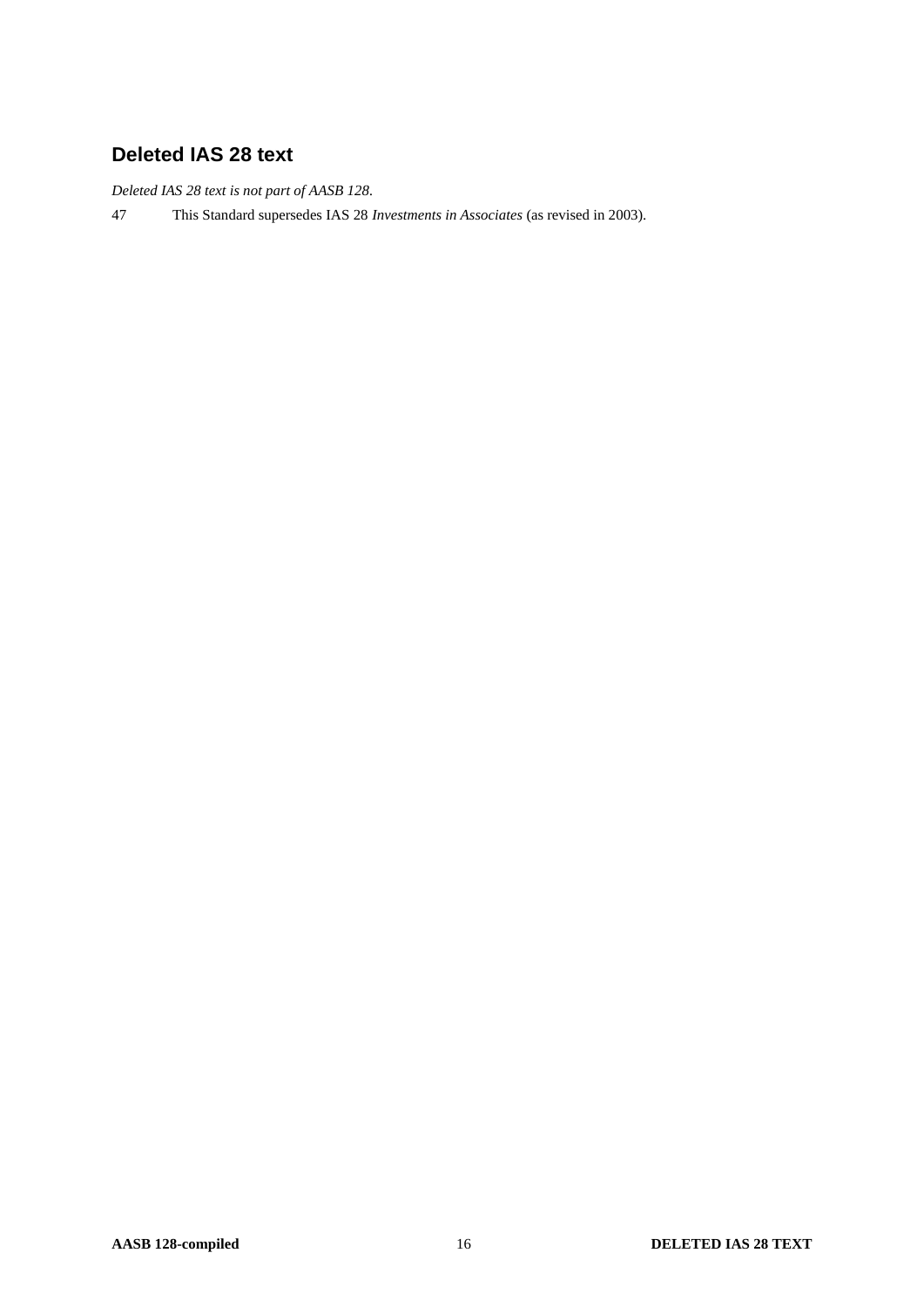## Deleted IAS 28 text

*Deleted IAS 28 text is not part of AASB 128.*

47 This Standard supersedes IAS 28 *Investments in Associates* (as revised in 2003).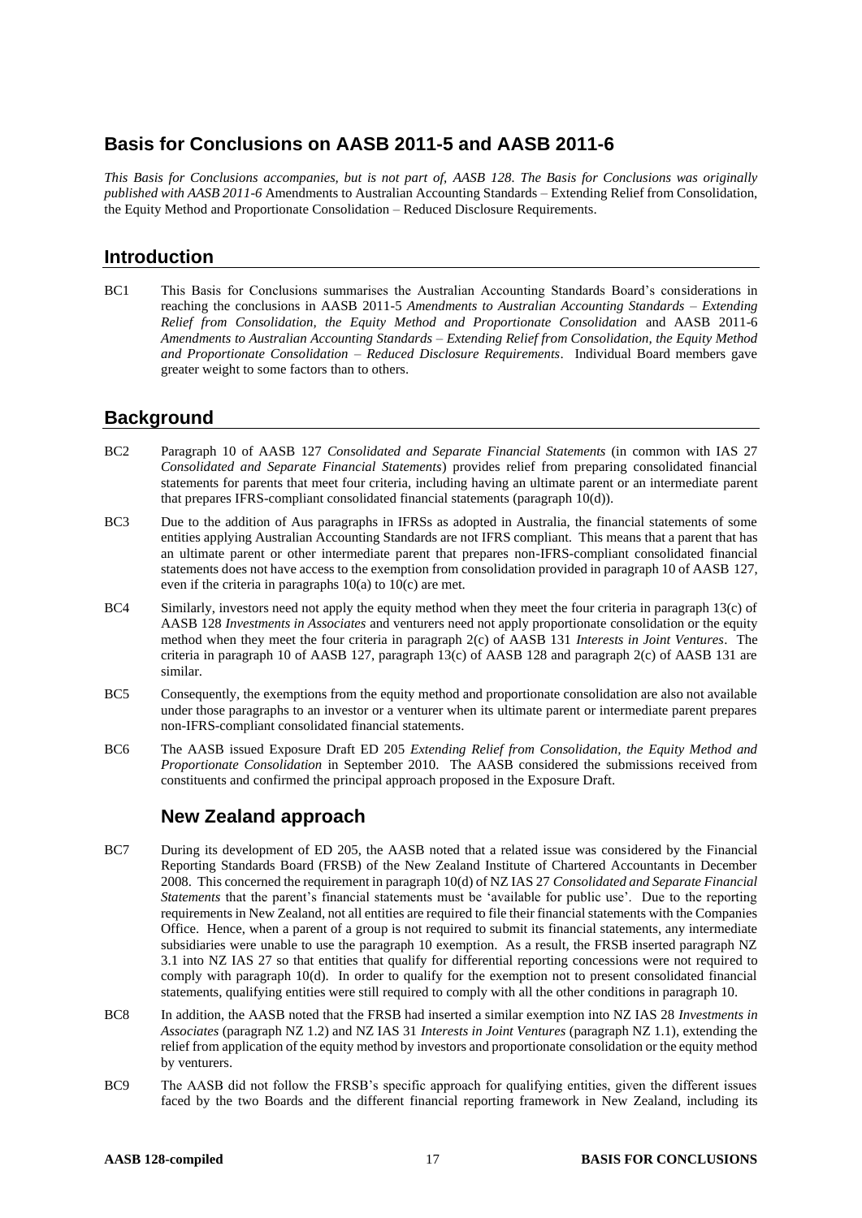## Basis for Conclusions on AASB 2011-5 and AASB 2011-6

*This Basis for Conclusions accompanies, but is not part of, AASB 128. The Basis for Conclusions was originally published with AASB 2011-6* Amendments to Australian Accounting Standards – Extending Relief from Consolidation, the Equity Method and Proportionate Consolidation – Reduced Disclosure Requirements.

## Introduction

BC1 This Basis for Conclusions summarises the Australian Accounting Standards Board's considerations in reaching the conclusions in AASB 2011-5 *Amendments to Australian Accounting Standards – Extending Relief from Consolidation, the Equity Method and Proportionate Consolidation* and AASB 2011-6 *Amendments to Australian Accounting Standards – Extending Relief from Consolidation, the Equity Method and Proportionate Consolidation – Reduced Disclosure Requirements*. Individual Board members gave greater weight to some factors than to others.

## Background

BC2 Paragraph 10 of AASB 127 *Consolidated and Separate Financial Statements* (in common with IAS 27 *Consolidated and Separate Financial Statements*) provides relief from preparing consolidated financial statements for parents that meet four criteria, including having an ultimate parent or an intermediate parent that prepares IFRS-compliant consolidated financial statements (paragraph 10(d)).

BC3 Due to the addition of Aus paragraphs in IFRSs as adopted in Australia, the financial statements of some entities applying Australian Accounting Standards are not IFRS compliant. This means that a parent that has an ultimate parent or other intermediate parent that prepares non-IFRS-compliant consolidated financial statements does not have access to the exemption from consolidation provided in paragraph 10 of AASB 127, even if the criteria in paragraphs 10(a) to 10(c) are met.

BC4 Similarly, investors need not apply the equity method when they meet the four criteria in paragraph 13(c) of AASB 128 *Investments in Associates* and venturers need not apply proportionate consolidation or the equity method when they meet the four criteria in paragraph 2(c) of AASB 131 *Interests in Joint Ventures*. The criteria in paragraph 10 of AASB 127, paragraph 13(c) of AASB 128 and paragraph 2(c) of AASB 131 are similar.

BC5 Consequently, the exemptions from the equity method and proportionate consolidation are also not available under those paragraphs to an investor or a venturer when its ultimate parent or intermediate parent prepares non-IFRS-compliant consolidated financial statements.

BC6 The AASB issued Exposure Draft ED 205 *Extending Relief from Consolidation, the Equity Method and Proportionate Consolidation* in September 2010. The AASB considered the submissions received from constituents and confirmed the principal approach proposed in the Exposure Draft.

### New Zealand approach

BC7 During its development of ED 205, the AASB noted that a related issue was considered by the Financial Reporting Standards Board (FRSB) of the New Zealand Institute of Chartered Accountants in December 2008. This concerned the requirement in paragraph 10(d) of NZ IAS 27 *Consolidated and Separate Financial Statements* that the parent's financial statements must be 'available for public use'. Due to the reporting requirements in New Zealand, not all entities are required to file their financial statements with the Companies Office. Hence, when a parent of a group is not required to submit its financial statements, any intermediate subsidiaries were unable to use the paragraph 10 exemption. As a result, the FRSB inserted paragraph NZ 3.1 into NZ IAS 27 so that entities that qualify for differential reporting concessions were not required to comply with paragraph 10(d). In order to qualify for the exemption not to present consolidated financial statements, qualifying entities were still required to comply with all the other conditions in paragraph 10.

BC8 In addition, the AASB noted that the FRSB had inserted a similar exemption into NZ IAS 28 *Investments in Associates* (paragraph NZ 1.2) and NZ IAS 31 *Interests in Joint Ventures* (paragraph NZ 1.1), extending the relief from application of the equity method by investors and proportionate consolidation or the equity method by venturers.

BC9 The AASB did not follow the FRSB's specific approach for qualifying entities, given the different issues faced by the two Boards and the different financial reporting framework in New Zealand, including its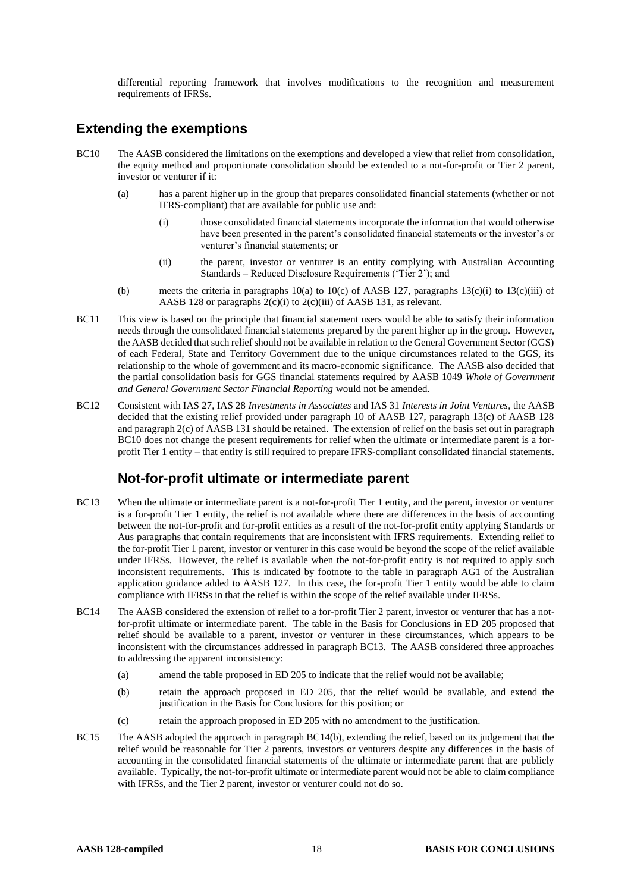differential reporting framework that involves modifications to the recognition and measurement requirements of IFRSs.

## Extending the exemptions

BC10 The AASB considered the limitations on the exemptions and developed a view that relief from consolidation, the equity method and proportionate consolidation should be extended to a not-for-profit or Tier 2 parent, investor or venturer if it:

(a) has a parent higher up in the group that prepares consolidated financial statements (whether or not IFRS-compliant) that are available for public use and:

(i) those consolidated financial statements incorporate the information that would otherwise have been presented in the parent's consolidated financial statements or the investor's or venturer's financial statements; or

(ii) the parent, investor or venturer is an entity complying with Australian Accounting Standards – Reduced Disclosure Requirements ('Tier 2'); and

(b) meets the criteria in paragraphs 10(a) to 10(c) of AASB 127, paragraphs 13(c)(i) to 13(c)(iii) of AASB 128 or paragraphs 2(c)(i) to 2(c)(iii) of AASB 131, as relevant.

BC11 This view is based on the principle that financial statement users would be able to satisfy their information needs through the consolidated financial statements prepared by the parent higher up in the group. However, the AASB decided that such relief should not be available in relation to the General Government Sector (GGS) of each Federal, State and Territory Government due to the unique circumstances related to the GGS, its relationship to the whole of government and its macro-economic significance. The AASB also decided that the partial consolidation basis for GGS financial statements required by AASB 1049 *Whole of Government and General Government Sector Financial Reporting* would not be amended.

BC12 Consistent with IAS 27, IAS 28 *Investments in Associates* and IAS 31 *Interests in Joint Ventures*, the AASB decided that the existing relief provided under paragraph 10 of AASB 127, paragraph 13(c) of AASB 128 and paragraph 2(c) of AASB 131 should be retained. The extension of relief on the basis set out in paragraph BC10 does not change the present requirements for relief when the ultimate or intermediate parent is a for-profit Tier 1 entity – that entity is still required to prepare IFRS-compliant consolidated financial statements.

### Not-for-profit ultimate or intermediate parent

BC13 When the ultimate or intermediate parent is a not-for-profit Tier 1 entity, and the parent, investor or venturer is a for-profit Tier 1 entity, the relief is not available where there are differences in the basis of accounting between the not-for-profit and for-profit entities as a result of the not-for-profit entity applying Standards or Aus paragraphs that contain requirements that are inconsistent with IFRS requirements. Extending relief to the for-profit Tier 1 parent, investor or venturer in this case would be beyond the scope of the relief available under IFRSs. However, the relief is available when the not-for-profit entity is not required to apply such inconsistent requirements. This is indicated by footnote to the table in paragraph AG1 of the Australian application guidance added to AASB 127. In this case, the for-profit Tier 1 entity would be able to claim compliance with IFRSs in that the relief is within the scope of the relief available under IFRSs.

BC14 The AASB considered the extension of relief to a for-profit Tier 2 parent, investor or venturer that has a not-for-profit ultimate or intermediate parent. The table in the Basis for Conclusions in ED 205 proposed that relief should be available to a parent, investor or venturer in these circumstances, which appears to be inconsistent with the circumstances addressed in paragraph BC13. The AASB considered three approaches to addressing the apparent inconsistency:

(a) amend the table proposed in ED 205 to indicate that the relief would not be available;

(b) retain the approach proposed in ED 205, that the relief would be available, and extend the justification in the Basis for Conclusions for this position; or

(c) retain the approach proposed in ED 205 with no amendment to the justification.

BC15 The AASB adopted the approach in paragraph BC14(b), extending the relief, based on its judgement that the relief would be reasonable for Tier 2 parents, investors or venturers despite any differences in the basis of accounting in the consolidated financial statements of the ultimate or intermediate parent that are publicly available. Typically, the not-for-profit ultimate or intermediate parent would not be able to claim compliance with IFRSs, and the Tier 2 parent, investor or venturer could not do so.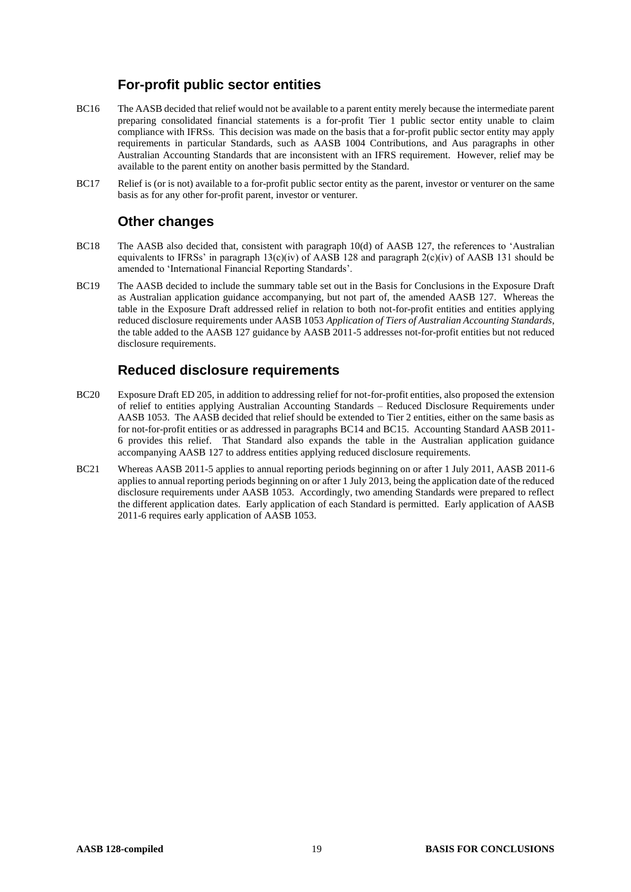## For-profit public sector entities

BC16 The AASB decided that relief would not be available to a parent entity merely because the intermediate parent preparing consolidated financial statements is a for-profit Tier 1 public sector entity unable to claim compliance with IFRSs. This decision was made on the basis that a for-profit public sector entity may apply requirements in particular Standards, such as AASB 1004 Contributions, and Aus paragraphs in other Australian Accounting Standards that are inconsistent with an IFRS requirement. However, relief may be available to the parent entity on another basis permitted by the Standard.

BC17 Relief is (or is not) available to a for-profit public sector entity as the parent, investor or venturer on the same basis as for any other for-profit parent, investor or venturer.

## Other changes

BC18 The AASB also decided that, consistent with paragraph 10(d) of AASB 127, the references to 'Australian equivalents to IFRSs' in paragraph 13(c)(iv) of AASB 128 and paragraph 2(c)(iv) of AASB 131 should be amended to 'International Financial Reporting Standards'.

BC19 The AASB decided to include the summary table set out in the Basis for Conclusions in the Exposure Draft as Australian application guidance accompanying, but not part of, the amended AASB 127. Whereas the table in the Exposure Draft addressed relief in relation to both not-for-profit entities and entities applying reduced disclosure requirements under AASB 1053 *Application of Tiers of Australian Accounting Standards*, the table added to the AASB 127 guidance by AASB 2011-5 addresses not-for-profit entities but not reduced disclosure requirements.

## Reduced disclosure requirements

BC20 Exposure Draft ED 205, in addition to addressing relief for not-for-profit entities, also proposed the extension of relief to entities applying Australian Accounting Standards – Reduced Disclosure Requirements under AASB 1053. The AASB decided that relief should be extended to Tier 2 entities, either on the same basis as for not-for-profit entities or as addressed in paragraphs BC14 and BC15. Accounting Standard AASB 2011-6 provides this relief. That Standard also expands the table in the Australian application guidance accompanying AASB 127 to address entities applying reduced disclosure requirements.

BC21 Whereas AASB 2011-5 applies to annual reporting periods beginning on or after 1 July 2011, AASB 2011-6 applies to annual reporting periods beginning on or after 1 July 2013, being the application date of the reduced disclosure requirements under AASB 1053. Accordingly, two amending Standards were prepared to reflect the different application dates. Early application of each Standard is permitted. Early application of AASB 2011-6 requires early application of AASB 1053.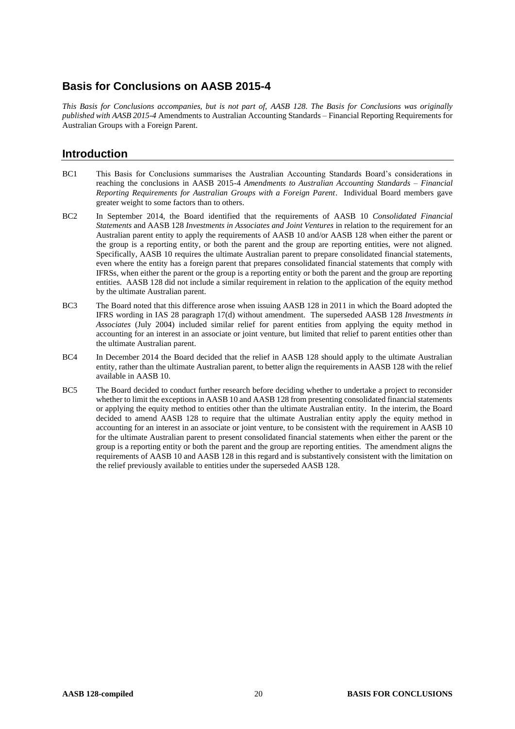## Basis for Conclusions on AASB 2015-4

*This Basis for Conclusions accompanies, but is not part of, AASB 128. The Basis for Conclusions was originally published with AASB 2015-4* Amendments to Australian Accounting Standards – Financial Reporting Requirements for Australian Groups with a Foreign Parent.

## Introduction

BC1 This Basis for Conclusions summarises the Australian Accounting Standards Board's considerations in reaching the conclusions in AASB 2015-4 *Amendments to Australian Accounting Standards – Financial Reporting Requirements for Australian Groups with a Foreign Parent*. Individual Board members gave greater weight to some factors than to others.

BC2 In September 2014, the Board identified that the requirements of AASB 10 *Consolidated Financial Statements* and AASB 128 *Investments in Associates and Joint Ventures* in relation to the requirement for an Australian parent entity to apply the requirements of AASB 10 and/or AASB 128 when either the parent or the group is a reporting entity, or both the parent and the group are reporting entities, were not aligned. Specifically, AASB 10 requires the ultimate Australian parent to prepare consolidated financial statements, even where the entity has a foreign parent that prepares consolidated financial statements that comply with IFRSs, when either the parent or the group is a reporting entity or both the parent and the group are reporting entities. AASB 128 did not include a similar requirement in relation to the application of the equity method by the ultimate Australian parent.

BC3 The Board noted that this difference arose when issuing AASB 128 in 2011 in which the Board adopted the IFRS wording in IAS 28 paragraph 17(d) without amendment. The superseded AASB 128 *Investments in Associates* (July 2004) included similar relief for parent entities from applying the equity method in accounting for an interest in an associate or joint venture, but limited that relief to parent entities other than the ultimate Australian parent.

BC4 In December 2014 the Board decided that the relief in AASB 128 should apply to the ultimate Australian entity, rather than the ultimate Australian parent, to better align the requirements in AASB 128 with the relief available in AASB 10.

BC5 The Board decided to conduct further research before deciding whether to undertake a project to reconsider whether to limit the exceptions in AASB 10 and AASB 128 from presenting consolidated financial statements or applying the equity method to entities other than the ultimate Australian entity. In the interim, the Board decided to amend AASB 128 to require that the ultimate Australian entity apply the equity method in accounting for an interest in an associate or joint venture, to be consistent with the requirement in AASB 10 for the ultimate Australian parent to present consolidated financial statements when either the parent or the group is a reporting entity or both the parent and the group are reporting entities. The amendment aligns the requirements of AASB 10 and AASB 128 in this regard and is substantively consistent with the limitation on the relief previously available to entities under the superseded AASB 128.